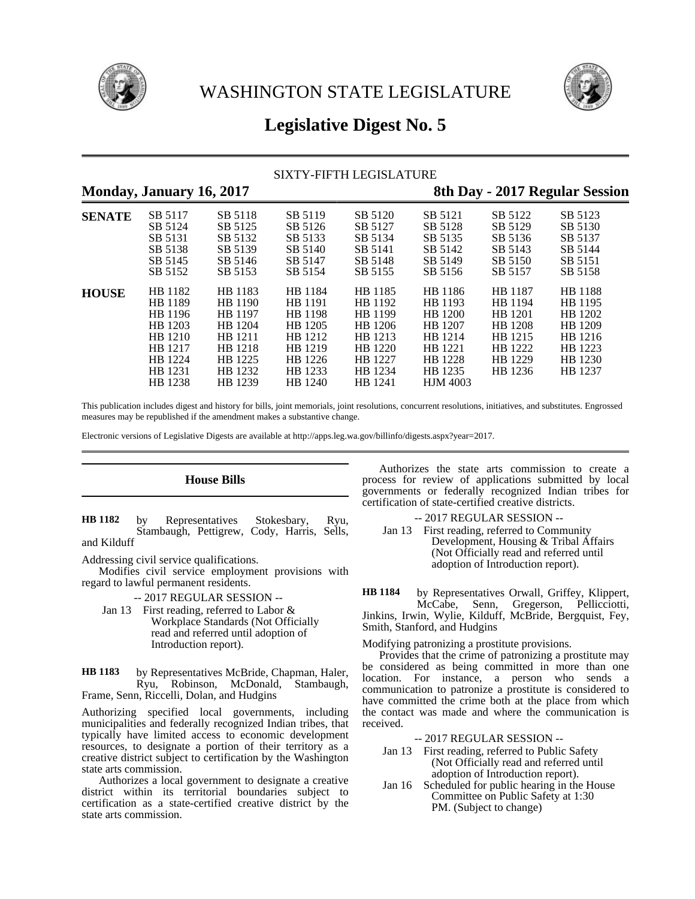# WASHINGTON STATE LEGISLATURE

## Legislative Digest No. 5

SIXTY-FIFTH LEGISLATURE

**Monday, January 16, 2017** **8th Day - 2017 Regular Session**

| | | | | | | | |
|---|---|---|---|---|---|---|---|
| **SENATE** | SB 5117 | SB 5118 | SB 5119 | SB 5120 | SB 5121 | SB 5122 | SB 5123 |
| | SB 5124 | SB 5125 | SB 5126 | SB 5127 | SB 5128 | SB 5129 | SB 5130 |
| | SB 5131 | SB 5132 | SB 5133 | SB 5134 | SB 5135 | SB 5136 | SB 5137 |
| | SB 5138 | SB 5139 | SB 5140 | SB 5141 | SB 5142 | SB 5143 | SB 5144 |
| | SB 5145 | SB 5146 | SB 5147 | SB 5148 | SB 5149 | SB 5150 | SB 5151 |
| | SB 5152 | SB 5153 | SB 5154 | SB 5155 | SB 5156 | SB 5157 | SB 5158 |
| **HOUSE** | HB 1182 | HB 1183 | HB 1184 | HB 1185 | HB 1186 | HB 1187 | HB 1188 |
| | HB 1189 | HB 1190 | HB 1191 | HB 1192 | HB 1193 | HB 1194 | HB 1195 |
| | HB 1196 | HB 1197 | HB 1198 | HB 1199 | HB 1200 | HB 1201 | HB 1202 |
| | HB 1203 | HB 1204 | HB 1205 | HB 1206 | HB 1207 | HB 1208 | HB 1209 |
| | HB 1210 | HB 1211 | HB 1212 | HB 1213 | HB 1214 | HB 1215 | HB 1216 |
| | HB 1217 | HB 1218 | HB 1219 | HB 1220 | HB 1221 | HB 1222 | HB 1223 |
| | HB 1224 | HB 1225 | HB 1226 | HB 1227 | HB 1228 | HB 1229 | HB 1230 |
| | HB 1231 | HB 1232 | HB 1233 | HB 1234 | HB 1235 | HB 1236 | HB 1237 |
| | HB 1238 | HB 1239 | HB 1240 | HB 1241 | HJM 4003 | | |

This publication includes digest and history for bills, joint memorials, joint resolutions, concurrent resolutions, initiatives, and substitutes. Engrossed measures may be republished if the amendment makes a substantive change.

Electronic versions of Legislative Digests are available at http://apps.leg.wa.gov/billinfo/digests.aspx?year=2017.

### House Bills

**HB 1182** by Representatives Stokesbary, Ryu, Stambaugh, Pettigrew, Cody, Harris, Sells, and Kilduff

Addressing civil service qualifications.

Modifies civil service employment provisions with regard to lawful permanent residents.

-- 2017 REGULAR SESSION --

Jan 13 First reading, referred to Labor & Workplace Standards (Not Officially read and referred until adoption of Introduction report).

**HB 1183** by Representatives McBride, Chapman, Haler, Ryu, Robinson, McDonald, Stambaugh, Frame, Senn, Riccelli, Dolan, and Hudgins

Authorizing specified local governments, including municipalities and federally recognized Indian tribes, that typically have limited access to economic development resources, to designate a portion of their territory as a creative district subject to certification by the Washington state arts commission.

Authorizes a local government to designate a creative district within its territorial boundaries subject to certification as a state-certified creative district by the state arts commission.

Authorizes the state arts commission to create a process for review of applications submitted by local governments or federally recognized Indian tribes for certification of state-certified creative districts.

-- 2017 REGULAR SESSION --

Jan 13 First reading, referred to Community Development, Housing & Tribal Affairs (Not Officially read and referred until adoption of Introduction report).

**HB 1184** by Representatives Orwall, Griffey, Klippert, McCabe, Senn, Gregerson, Pellicciotti, Jinkins, Irwin, Wylie, Kilduff, McBride, Bergquist, Fey, Smith, Stanford, and Hudgins

Modifying patronizing a prostitute provisions.

Provides that the crime of patronizing a prostitute may be considered as being committed in more than one location. For instance, a person who sends a communication to patronize a prostitute is considered to have committed the crime both at the place from which the contact was made and where the communication is received.

-- 2017 REGULAR SESSION --

Jan 13 First reading, referred to Public Safety (Not Officially read and referred until adoption of Introduction report).

Jan 16 Scheduled for public hearing in the House Committee on Public Safety at 1:30 PM. (Subject to change)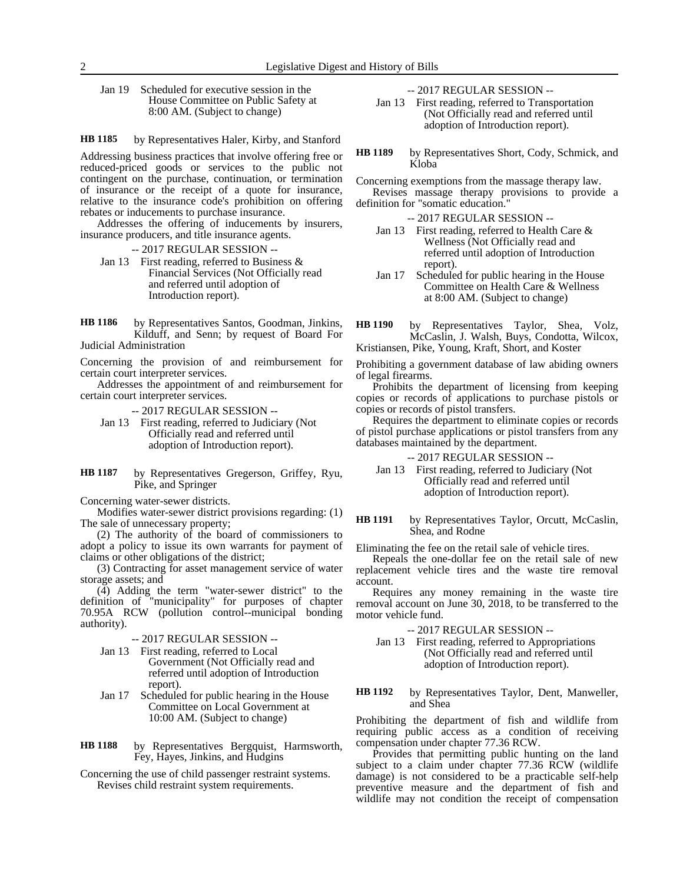Jan 19 Scheduled for executive session in the House Committee on Public Safety at 8:00 AM. (Subject to change)

**HB 1185** by Representatives Haler, Kirby, and Stanford

Addressing business practices that involve offering free or reduced-priced goods or services to the public not contingent on the purchase, continuation, or termination of insurance or the receipt of a quote for insurance, relative to the insurance code's prohibition on offering rebates or inducements to purchase insurance.

Addresses the offering of inducements by insurers, insurance producers, and title insurance agents.

-- 2017 REGULAR SESSION --

Jan 13 First reading, referred to Business & Financial Services (Not Officially read and referred until adoption of Introduction report).

**HB 1186** by Representatives Santos, Goodman, Jinkins, Kilduff, and Senn; by request of Board For Judicial Administration

Concerning the provision of and reimbursement for certain court interpreter services.

Addresses the appointment of and reimbursement for certain court interpreter services.

-- 2017 REGULAR SESSION --

Jan 13 First reading, referred to Judiciary (Not Officially read and referred until adoption of Introduction report).

**HB 1187** by Representatives Gregerson, Griffey, Ryu, Pike, and Springer

Concerning water-sewer districts.

Modifies water-sewer district provisions regarding: (1) The sale of unnecessary property;

(2) The authority of the board of commissioners to adopt a policy to issue its own warrants for payment of claims or other obligations of the district;

(3) Contracting for asset management service of water storage assets; and

(4) Adding the term "water-sewer district" to the definition of "municipality" for purposes of chapter 70.95A RCW (pollution control--municipal bonding authority).

-- 2017 REGULAR SESSION --

Jan 13 First reading, referred to Local Government (Not Officially read and referred until adoption of Introduction report).

Jan 17 Scheduled for public hearing in the House Committee on Local Government at 10:00 AM. (Subject to change)

**HB 1188** by Representatives Bergquist, Harmsworth, Fey, Hayes, Jinkins, and Hudgins

Concerning the use of child passenger restraint systems.

Revises child restraint system requirements.

-- 2017 REGULAR SESSION --

Jan 13 First reading, referred to Transportation (Not Officially read and referred until adoption of Introduction report).

**HB 1189** by Representatives Short, Cody, Schmick, and Kloba

Concerning exemptions from the massage therapy law.

Revises massage therapy provisions to provide a definition for "somatic education."

-- 2017 REGULAR SESSION --

Jan 13 First reading, referred to Health Care & Wellness (Not Officially read and referred until adoption of Introduction report).

Jan 17 Scheduled for public hearing in the House Committee on Health Care & Wellness at 8:00 AM. (Subject to change)

**HB 1190** by Representatives Taylor, Shea, Volz, McCaslin, J. Walsh, Buys, Condotta, Wilcox, Kristiansen, Pike, Young, Kraft, Short, and Koster

Prohibiting a government database of law abiding owners of legal firearms.

Prohibits the department of licensing from keeping copies or records of applications to purchase pistols or copies or records of pistol transfers.

Requires the department to eliminate copies or records of pistol purchase applications or pistol transfers from any databases maintained by the department.

-- 2017 REGULAR SESSION --

Jan 13 First reading, referred to Judiciary (Not Officially read and referred until adoption of Introduction report).

**HB 1191** by Representatives Taylor, Orcutt, McCaslin, Shea, and Rodne

Eliminating the fee on the retail sale of vehicle tires.

Repeals the one-dollar fee on the retail sale of new replacement vehicle tires and the waste tire removal account.

Requires any money remaining in the waste tire removal account on June 30, 2018, to be transferred to the motor vehicle fund.

-- 2017 REGULAR SESSION --

Jan 13 First reading, referred to Appropriations (Not Officially read and referred until adoption of Introduction report).

**HB 1192** by Representatives Taylor, Dent, Manweller, and Shea

Prohibiting the department of fish and wildlife from requiring public access as a condition of receiving compensation under chapter 77.36 RCW.

Provides that permitting public hunting on the land subject to a claim under chapter 77.36 RCW (wildlife damage) is not considered to be a practicable self-help preventive measure and the department of fish and wildlife may not condition the receipt of compensation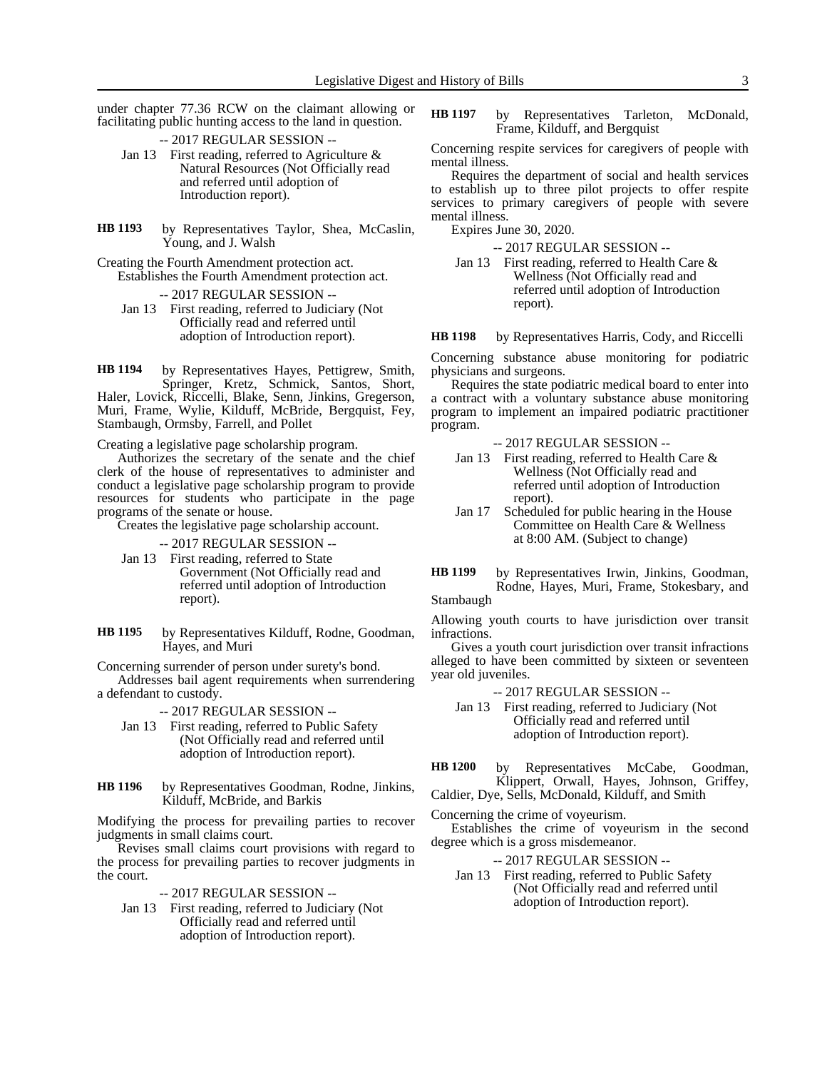under chapter 77.36 RCW on the claimant allowing or facilitating public hunting access to the land in question.

-- 2017 REGULAR SESSION --

Jan 13 First reading, referred to Agriculture & Natural Resources (Not Officially read and referred until adoption of Introduction report).

**HB 1193** by Representatives Taylor, Shea, McCaslin, Young, and J. Walsh

Creating the Fourth Amendment protection act.

Establishes the Fourth Amendment protection act.

-- 2017 REGULAR SESSION --

Jan 13 First reading, referred to Judiciary (Not Officially read and referred until adoption of Introduction report).

**HB 1194** by Representatives Hayes, Pettigrew, Smith, Springer, Kretz, Schmick, Santos, Short, Haler, Lovick, Riccelli, Blake, Senn, Jinkins, Gregerson, Muri, Frame, Wylie, Kilduff, McBride, Bergquist, Fey, Stambaugh, Ormsby, Farrell, and Pollet

Creating a legislative page scholarship program.

Authorizes the secretary of the senate and the chief clerk of the house of representatives to administer and conduct a legislative page scholarship program to provide resources for students who participate in the page programs of the senate or house.

Creates the legislative page scholarship account.

-- 2017 REGULAR SESSION --

Jan 13 First reading, referred to State Government (Not Officially read and referred until adoption of Introduction report).

**HB 1195** by Representatives Kilduff, Rodne, Goodman, Hayes, and Muri

Concerning surrender of person under surety's bond.

Addresses bail agent requirements when surrendering a defendant to custody.

-- 2017 REGULAR SESSION --

Jan 13 First reading, referred to Public Safety (Not Officially read and referred until adoption of Introduction report).

**HB 1196** by Representatives Goodman, Rodne, Jinkins, Kilduff, McBride, and Barkis

Modifying the process for prevailing parties to recover judgments in small claims court.

Revises small claims court provisions with regard to the process for prevailing parties to recover judgments in the court.

-- 2017 REGULAR SESSION --

Jan 13 First reading, referred to Judiciary (Not Officially read and referred until adoption of Introduction report).

**HB 1197** by Representatives Tarleton, McDonald, Frame, Kilduff, and Bergquist

Concerning respite services for caregivers of people with mental illness.

Requires the department of social and health services to establish up to three pilot projects to offer respite services to primary caregivers of people with severe mental illness.

Expires June 30, 2020.

-- 2017 REGULAR SESSION --

Jan 13 First reading, referred to Health Care & Wellness (Not Officially read and referred until adoption of Introduction report).

**HB 1198** by Representatives Harris, Cody, and Riccelli

Concerning substance abuse monitoring for podiatric physicians and surgeons.

Requires the state podiatric medical board to enter into a contract with a voluntary substance abuse monitoring program to implement an impaired podiatric practitioner program.

-- 2017 REGULAR SESSION --

Jan 13 First reading, referred to Health Care & Wellness (Not Officially read and referred until adoption of Introduction report).

Jan 17 Scheduled for public hearing in the House Committee on Health Care & Wellness at 8:00 AM. (Subject to change)

**HB 1199** by Representatives Irwin, Jinkins, Goodman, Rodne, Hayes, Muri, Frame, Stokesbary, and Stambaugh

Allowing youth courts to have jurisdiction over transit infractions.

Gives a youth court jurisdiction over transit infractions alleged to have been committed by sixteen or seventeen year old juveniles.

-- 2017 REGULAR SESSION --

Jan 13 First reading, referred to Judiciary (Not Officially read and referred until adoption of Introduction report).

**HB 1200** by Representatives McCabe, Goodman, Klippert, Orwall, Hayes, Johnson, Griffey, Caldier, Dye, Sells, McDonald, Kilduff, and Smith

Concerning the crime of voyeurism.

Establishes the crime of voyeurism in the second degree which is a gross misdemeanor.

-- 2017 REGULAR SESSION --

Jan 13 First reading, referred to Public Safety (Not Officially read and referred until adoption of Introduction report).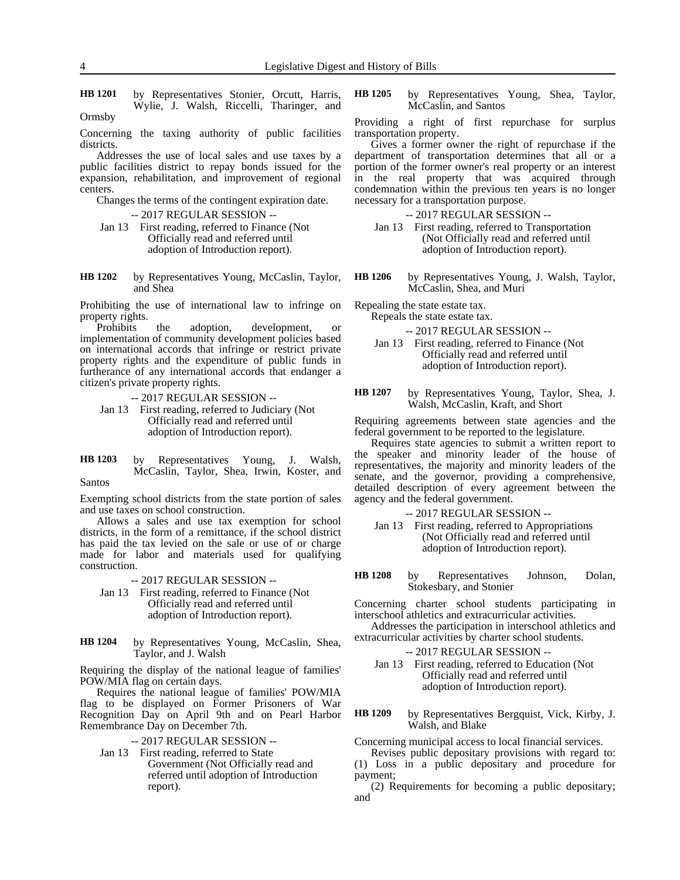**HB 1201** by Representatives Stonier, Orcutt, Harris, Wylie, J. Walsh, Riccelli, Tharinger, and Ormsby

Concerning the taxing authority of public facilities districts.

Addresses the use of local sales and use taxes by a public facilities district to repay bonds issued for the expansion, rehabilitation, and improvement of regional centers.

Changes the terms of the contingent expiration date.

-- 2017 REGULAR SESSION --

Jan 13 First reading, referred to Finance (Not Officially read and referred until adoption of Introduction report).

**HB 1202** by Representatives Young, McCaslin, Taylor, and Shea

Prohibiting the use of international law to infringe on property rights.

Prohibits the adoption, development, or implementation of community development policies based on international accords that infringe or restrict private property rights and the expenditure of public funds in furtherance of any international accords that endanger a citizen's private property rights.

-- 2017 REGULAR SESSION --

Jan 13 First reading, referred to Judiciary (Not Officially read and referred until adoption of Introduction report).

**HB 1203** by Representatives Young, J. Walsh, McCaslin, Taylor, Shea, Irwin, Koster, and Santos

Exempting school districts from the state portion of sales and use taxes on school construction.

Allows a sales and use tax exemption for school districts, in the form of a remittance, if the school district has paid the tax levied on the sale or use of or charge made for labor and materials used for qualifying construction.

-- 2017 REGULAR SESSION --

Jan 13 First reading, referred to Finance (Not Officially read and referred until adoption of Introduction report).

**HB 1204** by Representatives Young, McCaslin, Shea, Taylor, and J. Walsh

Requiring the display of the national league of families' POW/MIA flag on certain days.

Requires the national league of families' POW/MIA flag to be displayed on Former Prisoners of War Recognition Day on April 9th and on Pearl Harbor Remembrance Day on December 7th.

-- 2017 REGULAR SESSION --

Jan 13 First reading, referred to State Government (Not Officially read and referred until adoption of Introduction report).

**HB 1205** by Representatives Young, Shea, Taylor, McCaslin, and Santos

Providing a right of first repurchase for surplus transportation property.

Gives a former owner the right of repurchase if the department of transportation determines that all or a portion of the former owner's real property or an interest in the real property that was acquired through condemnation within the previous ten years is no longer necessary for a transportation purpose.

-- 2017 REGULAR SESSION --

Jan 13 First reading, referred to Transportation (Not Officially read and referred until adoption of Introduction report).

**HB 1206** by Representatives Young, J. Walsh, Taylor, McCaslin, Shea, and Muri

Repealing the state estate tax.

Repeals the state estate tax.

-- 2017 REGULAR SESSION --

Jan 13 First reading, referred to Finance (Not Officially read and referred until adoption of Introduction report).

**HB 1207** by Representatives Young, Taylor, Shea, J. Walsh, McCaslin, Kraft, and Short

Requiring agreements between state agencies and the federal government to be reported to the legislature.

Requires state agencies to submit a written report to the speaker and minority leader of the house of representatives, the majority and minority leaders of the senate, and the governor, providing a comprehensive, detailed description of every agreement between the agency and the federal government.

-- 2017 REGULAR SESSION --

Jan 13 First reading, referred to Appropriations (Not Officially read and referred until adoption of Introduction report).

**HB 1208** by Representatives Johnson, Dolan, Stokesbary, and Stonier

Concerning charter school students participating in interschool athletics and extracurricular activities.

Addresses the participation in interschool athletics and extracurricular activities by charter school students.

-- 2017 REGULAR SESSION --

Jan 13 First reading, referred to Education (Not Officially read and referred until adoption of Introduction report).

**HB 1209** by Representatives Bergquist, Vick, Kirby, J. Walsh, and Blake

Concerning municipal access to local financial services.

Revises public depositary provisions with regard to: (1) Loss in a public depositary and procedure for payment;

(2) Requirements for becoming a public depositary; and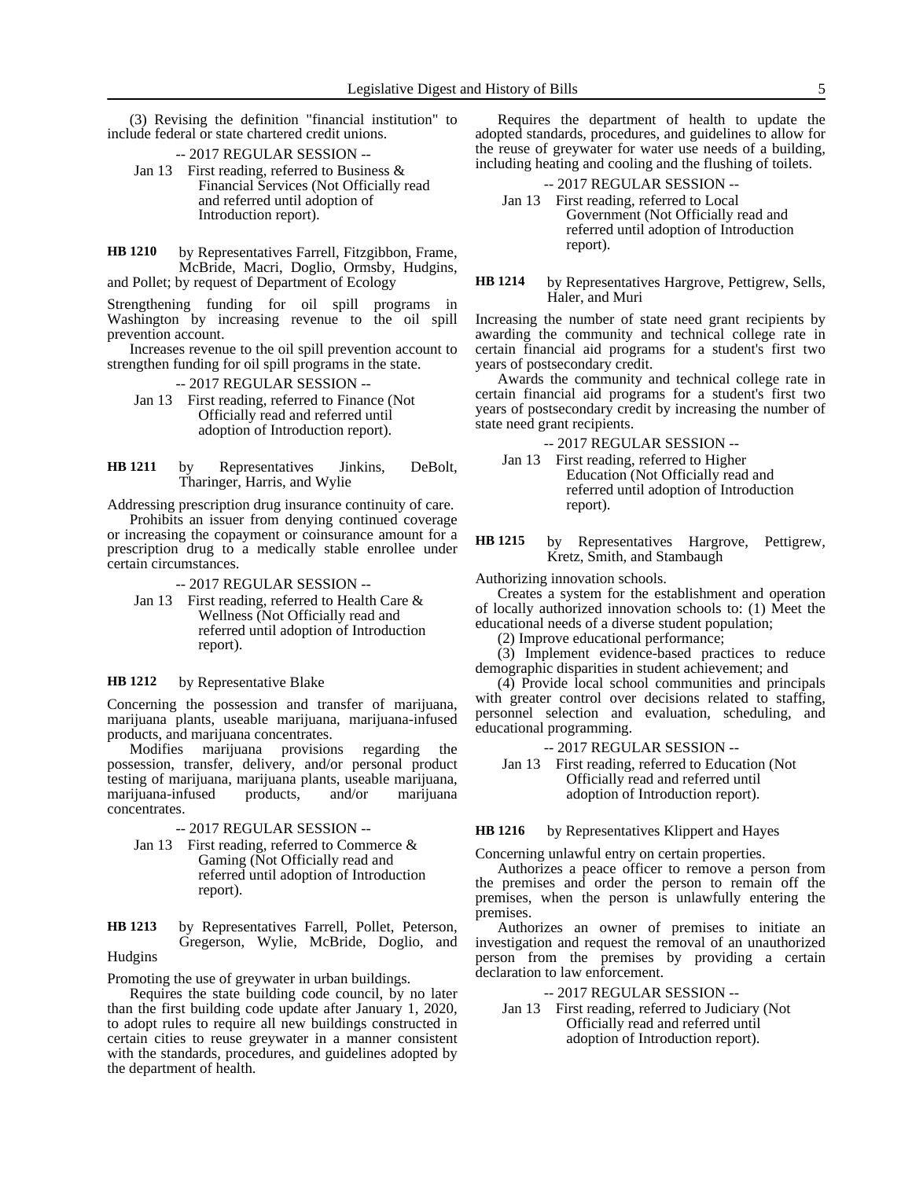(3) Revising the definition "financial institution" to include federal or state chartered credit unions.

-- 2017 REGULAR SESSION --

Jan 13 First reading, referred to Business & Financial Services (Not Officially read and referred until adoption of Introduction report).

**HB 1210** by Representatives Farrell, Fitzgibbon, Frame, McBride, Macri, Doglio, Ormsby, Hudgins, and Pollet; by request of Department of Ecology

Strengthening funding for oil spill programs in Washington by increasing revenue to the oil spill prevention account.

Increases revenue to the oil spill prevention account to strengthen funding for oil spill programs in the state.

-- 2017 REGULAR SESSION --

Jan 13 First reading, referred to Finance (Not Officially read and referred until adoption of Introduction report).

**HB 1211** by Representatives Jinkins, DeBolt, Tharinger, Harris, and Wylie

Addressing prescription drug insurance continuity of care.

Prohibits an issuer from denying continued coverage or increasing the copayment or coinsurance amount for a prescription drug to a medically stable enrollee under certain circumstances.

-- 2017 REGULAR SESSION --

Jan 13 First reading, referred to Health Care & Wellness (Not Officially read and referred until adoption of Introduction report).

**HB 1212** by Representative Blake

Concerning the possession and transfer of marijuana, marijuana plants, useable marijuana, marijuana-infused products, and marijuana concentrates.

Modifies marijuana provisions regarding the possession, transfer, delivery, and/or personal product testing of marijuana, marijuana plants, useable marijuana, marijuana-infused products, and/or marijuana concentrates.

-- 2017 REGULAR SESSION --

Jan 13 First reading, referred to Commerce & Gaming (Not Officially read and referred until adoption of Introduction report).

**HB 1213** by Representatives Farrell, Pollet, Peterson, Gregerson, Wylie, McBride, Doglio, and Hudgins

Promoting the use of greywater in urban buildings.

Requires the state building code council, by no later than the first building code update after January 1, 2020, to adopt rules to require all new buildings constructed in certain cities to reuse greywater in a manner consistent with the standards, procedures, and guidelines adopted by the department of health.

Requires the department of health to update the adopted standards, procedures, and guidelines to allow for the reuse of greywater for water use needs of a building, including heating and cooling and the flushing of toilets.

-- 2017 REGULAR SESSION --

Jan 13 First reading, referred to Local Government (Not Officially read and referred until adoption of Introduction report).

**HB 1214** by Representatives Hargrove, Pettigrew, Sells, Haler, and Muri

Increasing the number of state need grant recipients by awarding the community and technical college rate in certain financial aid programs for a student's first two years of postsecondary credit.

Awards the community and technical college rate in certain financial aid programs for a student's first two years of postsecondary credit by increasing the number of state need grant recipients.

-- 2017 REGULAR SESSION --

Jan 13 First reading, referred to Higher Education (Not Officially read and referred until adoption of Introduction report).

**HB 1215** by Representatives Hargrove, Pettigrew, Kretz, Smith, and Stambaugh

Authorizing innovation schools.

Creates a system for the establishment and operation of locally authorized innovation schools to: (1) Meet the educational needs of a diverse student population;

(2) Improve educational performance;

(3) Implement evidence-based practices to reduce demographic disparities in student achievement; and

(4) Provide local school communities and principals with greater control over decisions related to staffing, personnel selection and evaluation, scheduling, and educational programming.

-- 2017 REGULAR SESSION --

Jan 13 First reading, referred to Education (Not Officially read and referred until adoption of Introduction report).

**HB 1216** by Representatives Klippert and Hayes

Concerning unlawful entry on certain properties.

Authorizes a peace officer to remove a person from the premises and order the person to remain off the premises, when the person is unlawfully entering the premises.

Authorizes an owner of premises to initiate an investigation and request the removal of an unauthorized person from the premises by providing a certain declaration to law enforcement.

-- 2017 REGULAR SESSION --

Jan 13 First reading, referred to Judiciary (Not Officially read and referred until adoption of Introduction report).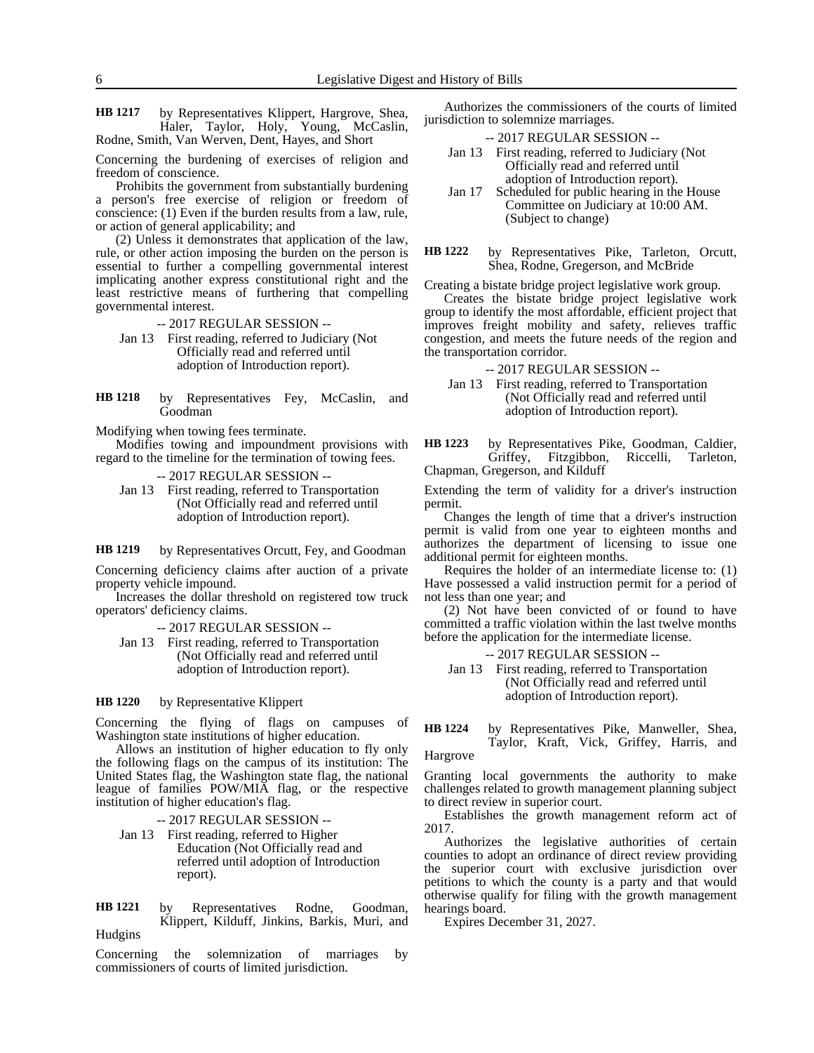**HB 1217** by Representatives Klippert, Hargrove, Shea, Haler, Taylor, Holy, Young, McCaslin, Rodne, Smith, Van Werven, Dent, Hayes, and Short

Concerning the burdening of exercises of religion and freedom of conscience.

Prohibits the government from substantially burdening a person's free exercise of religion or freedom of conscience: (1) Even if the burden results from a law, rule, or action of general applicability; and

(2) Unless it demonstrates that application of the law, rule, or other action imposing the burden on the person is essential to further a compelling governmental interest implicating another express constitutional right and the least restrictive means of furthering that compelling governmental interest.

-- 2017 REGULAR SESSION --

Jan 13 First reading, referred to Judiciary (Not Officially read and referred until adoption of Introduction report).

**HB 1218** by Representatives Fey, McCaslin, and Goodman

Modifying when towing fees terminate.

Modifies towing and impoundment provisions with regard to the timeline for the termination of towing fees.

-- 2017 REGULAR SESSION --

Jan 13 First reading, referred to Transportation (Not Officially read and referred until adoption of Introduction report).

**HB 1219** by Representatives Orcutt, Fey, and Goodman

Concerning deficiency claims after auction of a private property vehicle impound.

Increases the dollar threshold on registered tow truck operators' deficiency claims.

-- 2017 REGULAR SESSION --

Jan 13 First reading, referred to Transportation (Not Officially read and referred until adoption of Introduction report).

**HB 1220** by Representative Klippert

Concerning the flying of flags on campuses of Washington state institutions of higher education.

Allows an institution of higher education to fly only the following flags on the campus of its institution: The United States flag, the Washington state flag, the national league of families POW/MIA flag, or the respective institution of higher education's flag.

-- 2017 REGULAR SESSION --

Jan 13 First reading, referred to Higher Education (Not Officially read and referred until adoption of Introduction report).

**HB 1221** by Representatives Rodne, Goodman, Klippert, Kilduff, Jinkins, Barkis, Muri, and Hudgins

Concerning the solemnization of marriages by commissioners of courts of limited jurisdiction.

Authorizes the commissioners of the courts of limited jurisdiction to solemnize marriages.

-- 2017 REGULAR SESSION --

Jan 13 First reading, referred to Judiciary (Not Officially read and referred until adoption of Introduction report).

Jan 17 Scheduled for public hearing in the House Committee on Judiciary at 10:00 AM. (Subject to change)

**HB 1222** by Representatives Pike, Tarleton, Orcutt, Shea, Rodne, Gregerson, and McBride

Creating a bistate bridge project legislative work group.

Creates the bistate bridge project legislative work group to identify the most affordable, efficient project that improves freight mobility and safety, relieves traffic congestion, and meets the future needs of the region and the transportation corridor.

-- 2017 REGULAR SESSION --

Jan 13 First reading, referred to Transportation (Not Officially read and referred until adoption of Introduction report).

**HB 1223** by Representatives Pike, Goodman, Caldier, Griffey, Fitzgibbon, Riccelli, Tarleton, Chapman, Gregerson, and Kilduff

Extending the term of validity for a driver's instruction permit.

Changes the length of time that a driver's instruction permit is valid from one year to eighteen months and authorizes the department of licensing to issue one additional permit for eighteen months.

Requires the holder of an intermediate license to: (1) Have possessed a valid instruction permit for a period of not less than one year; and

(2) Not have been convicted of or found to have committed a traffic violation within the last twelve months before the application for the intermediate license.

-- 2017 REGULAR SESSION --

Jan 13 First reading, referred to Transportation (Not Officially read and referred until adoption of Introduction report).

**HB 1224** by Representatives Pike, Manweller, Shea, Taylor, Kraft, Vick, Griffey, Harris, and Hargrove

Granting local governments the authority to make challenges related to growth management planning subject to direct review in superior court.

Establishes the growth management reform act of 2017.

Authorizes the legislative authorities of certain counties to adopt an ordinance of direct review providing the superior court with exclusive jurisdiction over petitions to which the county is a party and that would otherwise qualify for filing with the growth management hearings board.

Expires December 31, 2027.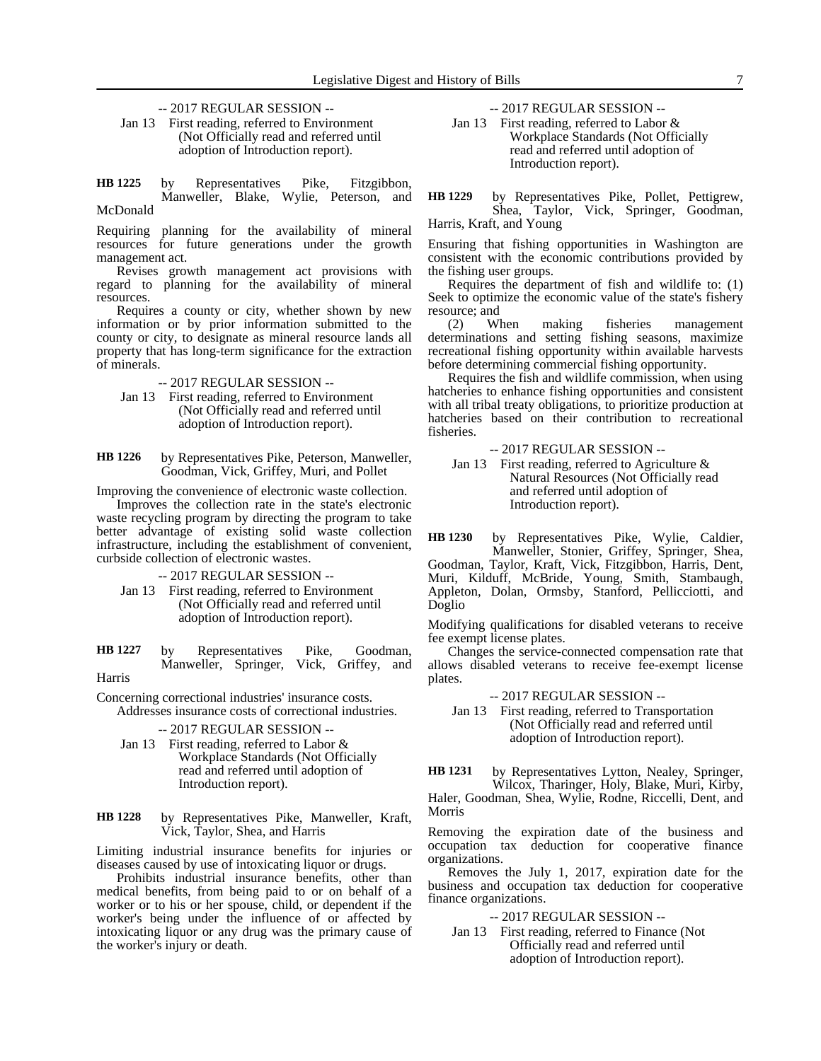-- 2017 REGULAR SESSION --

Jan 13 First reading, referred to Environment (Not Officially read and referred until adoption of Introduction report).

**HB 1225** by Representatives Pike, Fitzgibbon, Manweller, Blake, Wylie, Peterson, and McDonald

Requiring planning for the availability of mineral resources for future generations under the growth management act.

Revises growth management act provisions with regard to planning for the availability of mineral resources.

Requires a county or city, whether shown by new information or by prior information submitted to the county or city, to designate as mineral resource lands all property that has long-term significance for the extraction of minerals.

-- 2017 REGULAR SESSION --

Jan 13 First reading, referred to Environment (Not Officially read and referred until adoption of Introduction report).

**HB 1226** by Representatives Pike, Peterson, Manweller, Goodman, Vick, Griffey, Muri, and Pollet

Improving the convenience of electronic waste collection.

Improves the collection rate in the state's electronic waste recycling program by directing the program to take better advantage of existing solid waste collection infrastructure, including the establishment of convenient, curbside collection of electronic wastes.

-- 2017 REGULAR SESSION --

Jan 13 First reading, referred to Environment (Not Officially read and referred until adoption of Introduction report).

**HB 1227** by Representatives Pike, Goodman, Manweller, Springer, Vick, Griffey, and Harris

Concerning correctional industries' insurance costs.

Addresses insurance costs of correctional industries.

-- 2017 REGULAR SESSION --

Jan 13 First reading, referred to Labor & Workplace Standards (Not Officially read and referred until adoption of Introduction report).

**HB 1228** by Representatives Pike, Manweller, Kraft, Vick, Taylor, Shea, and Harris

Limiting industrial insurance benefits for injuries or diseases caused by use of intoxicating liquor or drugs.

Prohibits industrial insurance benefits, other than medical benefits, from being paid to or on behalf of a worker or to his or her spouse, child, or dependent if the worker's being under the influence of or affected by intoxicating liquor or any drug was the primary cause of the worker's injury or death.

-- 2017 REGULAR SESSION --

Jan 13 First reading, referred to Labor & Workplace Standards (Not Officially read and referred until adoption of Introduction report).

**HB 1229** by Representatives Pike, Pollet, Pettigrew, Shea, Taylor, Vick, Springer, Goodman, Harris, Kraft, and Young

Ensuring that fishing opportunities in Washington are consistent with the economic contributions provided by the fishing user groups.

Requires the department of fish and wildlife to: (1) Seek to optimize the economic value of the state's fishery resource; and

(2) When making fisheries management determinations and setting fishing seasons, maximize recreational fishing opportunity within available harvests before determining commercial fishing opportunity.

Requires the fish and wildlife commission, when using hatcheries to enhance fishing opportunities and consistent with all tribal treaty obligations, to prioritize production at hatcheries based on their contribution to recreational fisheries.

-- 2017 REGULAR SESSION --

Jan 13 First reading, referred to Agriculture & Natural Resources (Not Officially read and referred until adoption of Introduction report).

**HB 1230** by Representatives Pike, Wylie, Caldier, Manweller, Stonier, Griffey, Springer, Shea, Goodman, Taylor, Kraft, Vick, Fitzgibbon, Harris, Dent, Muri, Kilduff, McBride, Young, Smith, Stambaugh, Appleton, Dolan, Ormsby, Stanford, Pellicciotti, and Doglio

Modifying qualifications for disabled veterans to receive fee exempt license plates.

Changes the service-connected compensation rate that allows disabled veterans to receive fee-exempt license plates.

-- 2017 REGULAR SESSION --

Jan 13 First reading, referred to Transportation (Not Officially read and referred until adoption of Introduction report).

**HB 1231** by Representatives Lytton, Nealey, Springer, Wilcox, Tharinger, Holy, Blake, Muri, Kirby, Haler, Goodman, Shea, Wylie, Rodne, Riccelli, Dent, and Morris

Removing the expiration date of the business and occupation tax deduction for cooperative finance organizations.

Removes the July 1, 2017, expiration date for the business and occupation tax deduction for cooperative finance organizations.

-- 2017 REGULAR SESSION --

Jan 13 First reading, referred to Finance (Not Officially read and referred until adoption of Introduction report).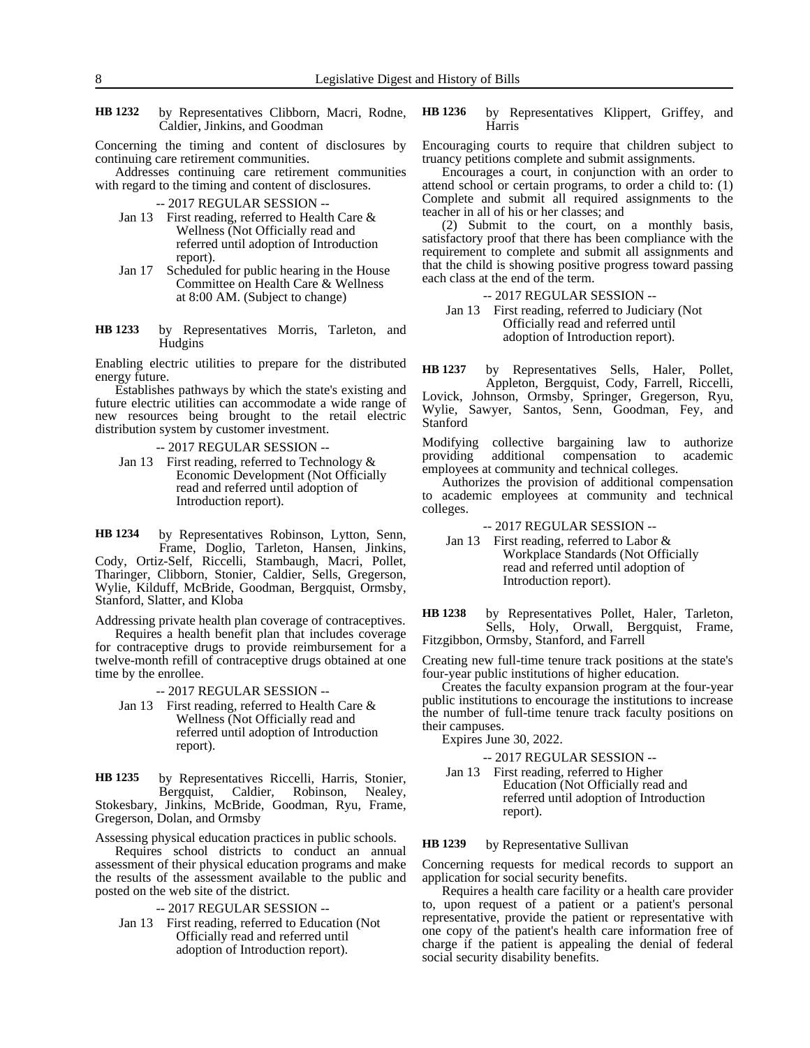**HB 1232** by Representatives Clibborn, Macri, Rodne, Caldier, Jinkins, and Goodman

Concerning the timing and content of disclosures by continuing care retirement communities.

Addresses continuing care retirement communities with regard to the timing and content of disclosures.

-- 2017 REGULAR SESSION --

Jan 13 First reading, referred to Health Care & Wellness (Not Officially read and referred until adoption of Introduction report).

Jan 17 Scheduled for public hearing in the House Committee on Health Care & Wellness at 8:00 AM. (Subject to change)

**HB 1233** by Representatives Morris, Tarleton, and Hudgins

Enabling electric utilities to prepare for the distributed energy future.

Establishes pathways by which the state's existing and future electric utilities can accommodate a wide range of new resources being brought to the retail electric distribution system by customer investment.

-- 2017 REGULAR SESSION --

Jan 13 First reading, referred to Technology & Economic Development (Not Officially read and referred until adoption of Introduction report).

**HB 1234** by Representatives Robinson, Lytton, Senn, Frame, Doglio, Tarleton, Hansen, Jinkins, Cody, Ortiz-Self, Riccelli, Stambaugh, Macri, Pollet, Tharinger, Clibborn, Stonier, Caldier, Sells, Gregerson, Wylie, Kilduff, McBride, Goodman, Bergquist, Ormsby, Stanford, Slatter, and Kloba

Addressing private health plan coverage of contraceptives.

Requires a health benefit plan that includes coverage for contraceptive drugs to provide reimbursement for a twelve-month refill of contraceptive drugs obtained at one time by the enrollee.

-- 2017 REGULAR SESSION --

Jan 13 First reading, referred to Health Care & Wellness (Not Officially read and referred until adoption of Introduction report).

**HB 1235** by Representatives Riccelli, Harris, Stonier, Bergquist, Caldier, Robinson, Nealey, Stokesbary, Jinkins, McBride, Goodman, Ryu, Frame, Gregerson, Dolan, and Ormsby

Assessing physical education practices in public schools.

Requires school districts to conduct an annual assessment of their physical education programs and make the results of the assessment available to the public and posted on the web site of the district.

-- 2017 REGULAR SESSION --

Jan 13 First reading, referred to Education (Not Officially read and referred until adoption of Introduction report).

**HB 1236** by Representatives Klippert, Griffey, and Harris

Encouraging courts to require that children subject to truancy petitions complete and submit assignments.

Encourages a court, in conjunction with an order to attend school or certain programs, to order a child to: (1) Complete and submit all required assignments to the teacher in all of his or her classes; and

(2) Submit to the court, on a monthly basis, satisfactory proof that there has been compliance with the requirement to complete and submit all assignments and that the child is showing positive progress toward passing each class at the end of the term.

-- 2017 REGULAR SESSION --

Jan 13 First reading, referred to Judiciary (Not Officially read and referred until adoption of Introduction report).

**HB 1237** by Representatives Sells, Haler, Pollet, Appleton, Bergquist, Cody, Farrell, Riccelli, Lovick, Johnson, Ormsby, Springer, Gregerson, Ryu, Wylie, Sawyer, Santos, Senn, Goodman, Fey, and Stanford

Modifying collective bargaining law to authorize providing additional compensation to academic employees at community and technical colleges.

Authorizes the provision of additional compensation to academic employees at community and technical colleges.

-- 2017 REGULAR SESSION --

Jan 13 First reading, referred to Labor & Workplace Standards (Not Officially read and referred until adoption of Introduction report).

**HB 1238** by Representatives Pollet, Haler, Tarleton, Sells, Holy, Orwall, Bergquist, Frame, Fitzgibbon, Ormsby, Stanford, and Farrell

Creating new full-time tenure track positions at the state's four-year public institutions of higher education.

Creates the faculty expansion program at the four-year public institutions to encourage the institutions to increase the number of full-time tenure track faculty positions on their campuses.

Expires June 30, 2022.

-- 2017 REGULAR SESSION --

Jan 13 First reading, referred to Higher Education (Not Officially read and referred until adoption of Introduction report).

**HB 1239** by Representative Sullivan

Concerning requests for medical records to support an application for social security benefits.

Requires a health care facility or a health care provider to, upon request of a patient or a patient's personal representative, provide the patient or representative with one copy of the patient's health care information free of charge if the patient is appealing the denial of federal social security disability benefits.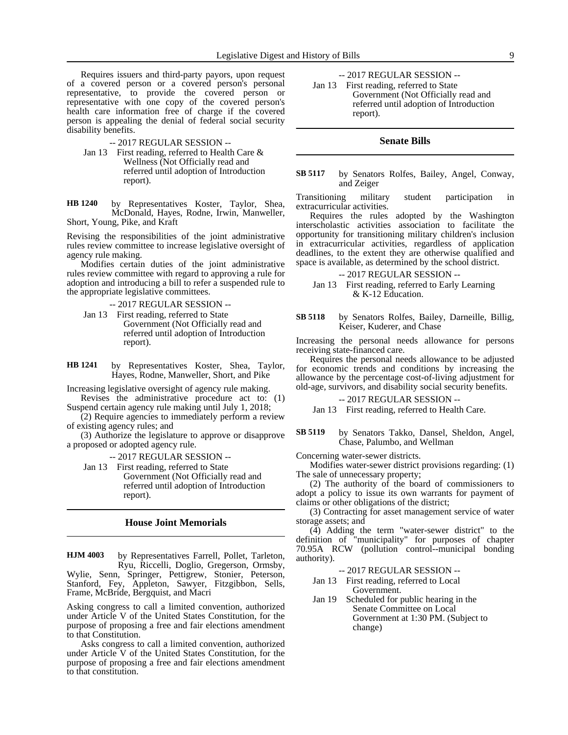Requires issuers and third-party payors, upon request of a covered person or a covered person's personal representative, to provide the covered person or representative with one copy of the covered person's health care information free of charge if the covered person is appealing the denial of federal social security disability benefits.

-- 2017 REGULAR SESSION --

Jan 13 First reading, referred to Health Care & Wellness (Not Officially read and referred until adoption of Introduction report).

**HB 1240** by Representatives Koster, Taylor, Shea, McDonald, Hayes, Rodne, Irwin, Manweller, Short, Young, Pike, and Kraft

Revising the responsibilities of the joint administrative rules review committee to increase legislative oversight of agency rule making.

Modifies certain duties of the joint administrative rules review committee with regard to approving a rule for adoption and introducing a bill to refer a suspended rule to the appropriate legislative committees.

-- 2017 REGULAR SESSION --

Jan 13 First reading, referred to State Government (Not Officially read and referred until adoption of Introduction report).

**HB 1241** by Representatives Koster, Shea, Taylor, Hayes, Rodne, Manweller, Short, and Pike

Increasing legislative oversight of agency rule making.

Revises the administrative procedure act to: (1) Suspend certain agency rule making until July 1, 2018;

(2) Require agencies to immediately perform a review of existing agency rules; and

(3) Authorize the legislature to approve or disapprove a proposed or adopted agency rule.

-- 2017 REGULAR SESSION --

Jan 13 First reading, referred to State Government (Not Officially read and referred until adoption of Introduction report).

## House Joint Memorials

**HJM 4003** by Representatives Farrell, Pollet, Tarleton, Ryu, Riccelli, Doglio, Gregerson, Ormsby, Wylie, Senn, Springer, Pettigrew, Stonier, Peterson, Stanford, Fey, Appleton, Sawyer, Fitzgibbon, Sells, Frame, McBride, Bergquist, and Macri

Asking congress to call a limited convention, authorized under Article V of the United States Constitution, for the purpose of proposing a free and fair elections amendment to that Constitution.

Asks congress to call a limited convention, authorized under Article V of the United States Constitution, for the purpose of proposing a free and fair elections amendment to that constitution.

-- 2017 REGULAR SESSION --

Jan 13 First reading, referred to State Government (Not Officially read and referred until adoption of Introduction report).

## Senate Bills

**SB 5117** by Senators Rolfes, Bailey, Angel, Conway, and Zeiger

Transitioning military student participation in extracurricular activities.

Requires the rules adopted by the Washington interscholastic activities association to facilitate the opportunity for transitioning military children's inclusion in extracurricular activities, regardless of application deadlines, to the extent they are otherwise qualified and space is available, as determined by the school district.

-- 2017 REGULAR SESSION --

Jan 13 First reading, referred to Early Learning & K-12 Education.

**SB 5118** by Senators Rolfes, Bailey, Darneille, Billig, Keiser, Kuderer, and Chase

Increasing the personal needs allowance for persons receiving state-financed care.

Requires the personal needs allowance to be adjusted for economic trends and conditions by increasing the allowance by the percentage cost-of-living adjustment for old-age, survivors, and disability social security benefits.

-- 2017 REGULAR SESSION --

Jan 13 First reading, referred to Health Care.

**SB 5119** by Senators Takko, Dansel, Sheldon, Angel, Chase, Palumbo, and Wellman

Concerning water-sewer districts.

Modifies water-sewer district provisions regarding: (1) The sale of unnecessary property;

(2) The authority of the board of commissioners to adopt a policy to issue its own warrants for payment of claims or other obligations of the district;

(3) Contracting for asset management service of water storage assets; and

(4) Adding the term "water-sewer district" to the definition of "municipality" for purposes of chapter 70.95A RCW (pollution control--municipal bonding authority).

-- 2017 REGULAR SESSION --

Jan 13 First reading, referred to Local Government.

Jan 19 Scheduled for public hearing in the Senate Committee on Local Government at 1:30 PM. (Subject to change)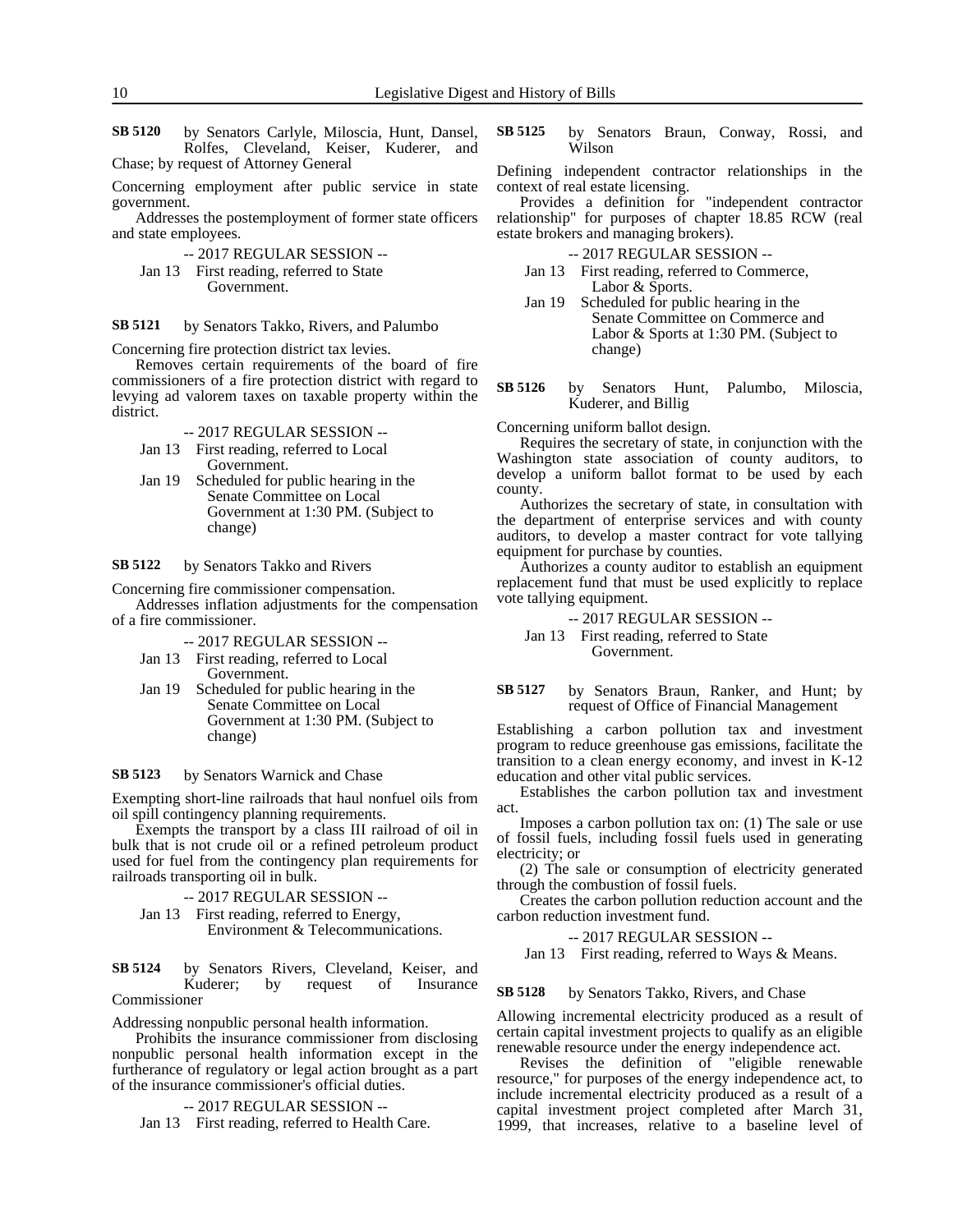**SB 5120** by Senators Carlyle, Miloscia, Hunt, Dansel, Rolfes, Cleveland, Keiser, Kuderer, and Chase; by request of Attorney General

Concerning employment after public service in state government.

Addresses the postemployment of former state officers and state employees.

-- 2017 REGULAR SESSION --

Jan 13 First reading, referred to State Government.

**SB 5121** by Senators Takko, Rivers, and Palumbo

Concerning fire protection district tax levies.

Removes certain requirements of the board of fire commissioners of a fire protection district with regard to levying ad valorem taxes on taxable property within the district.

-- 2017 REGULAR SESSION --

Jan 13 First reading, referred to Local Government.

Jan 19 Scheduled for public hearing in the Senate Committee on Local Government at 1:30 PM. (Subject to change)

**SB 5122** by Senators Takko and Rivers

Concerning fire commissioner compensation.

Addresses inflation adjustments for the compensation of a fire commissioner.

-- 2017 REGULAR SESSION --

Jan 13 First reading, referred to Local Government.

Jan 19 Scheduled for public hearing in the Senate Committee on Local Government at 1:30 PM. (Subject to change)

**SB 5123** by Senators Warnick and Chase

Exempting short-line railroads that haul nonfuel oils from oil spill contingency planning requirements.

Exempts the transport by a class III railroad of oil in bulk that is not crude oil or a refined petroleum product used for fuel from the contingency plan requirements for railroads transporting oil in bulk.

-- 2017 REGULAR SESSION --

Jan 13 First reading, referred to Energy, Environment & Telecommunications.

**SB 5124** by Senators Rivers, Cleveland, Keiser, and Kuderer; by request of Insurance Commissioner

Addressing nonpublic personal health information.

Prohibits the insurance commissioner from disclosing nonpublic personal health information except in the furtherance of regulatory or legal action brought as a part of the insurance commissioner's official duties.

-- 2017 REGULAR SESSION --

Jan 13 First reading, referred to Health Care.

**SB 5125** by Senators Braun, Conway, Rossi, and Wilson

Defining independent contractor relationships in the context of real estate licensing.

Provides a definition for "independent contractor relationship" for purposes of chapter 18.85 RCW (real estate brokers and managing brokers).

-- 2017 REGULAR SESSION --

Jan 13 First reading, referred to Commerce, Labor & Sports.

Jan 19 Scheduled for public hearing in the Senate Committee on Commerce and Labor & Sports at 1:30 PM. (Subject to change)

**SB 5126** by Senators Hunt, Palumbo, Miloscia, Kuderer, and Billig

Concerning uniform ballot design.

Requires the secretary of state, in conjunction with the Washington state association of county auditors, to develop a uniform ballot format to be used by each county.

Authorizes the secretary of state, in consultation with the department of enterprise services and with county auditors, to develop a master contract for vote tallying equipment for purchase by counties.

Authorizes a county auditor to establish an equipment replacement fund that must be used explicitly to replace vote tallying equipment.

-- 2017 REGULAR SESSION --

Jan 13 First reading, referred to State Government.

**SB 5127** by Senators Braun, Ranker, and Hunt; by request of Office of Financial Management

Establishing a carbon pollution tax and investment program to reduce greenhouse gas emissions, facilitate the transition to a clean energy economy, and invest in K-12 education and other vital public services.

Establishes the carbon pollution tax and investment act.

Imposes a carbon pollution tax on: (1) The sale or use of fossil fuels, including fossil fuels used in generating electricity; or

(2) The sale or consumption of electricity generated through the combustion of fossil fuels.

Creates the carbon pollution reduction account and the carbon reduction investment fund.

-- 2017 REGULAR SESSION --

Jan 13 First reading, referred to Ways & Means.

**SB 5128** by Senators Takko, Rivers, and Chase

Allowing incremental electricity produced as a result of certain capital investment projects to qualify as an eligible renewable resource under the energy independence act.

Revises the definition of "eligible renewable resource," for purposes of the energy independence act, to include incremental electricity produced as a result of a capital investment project completed after March 31, 1999, that increases, relative to a baseline level of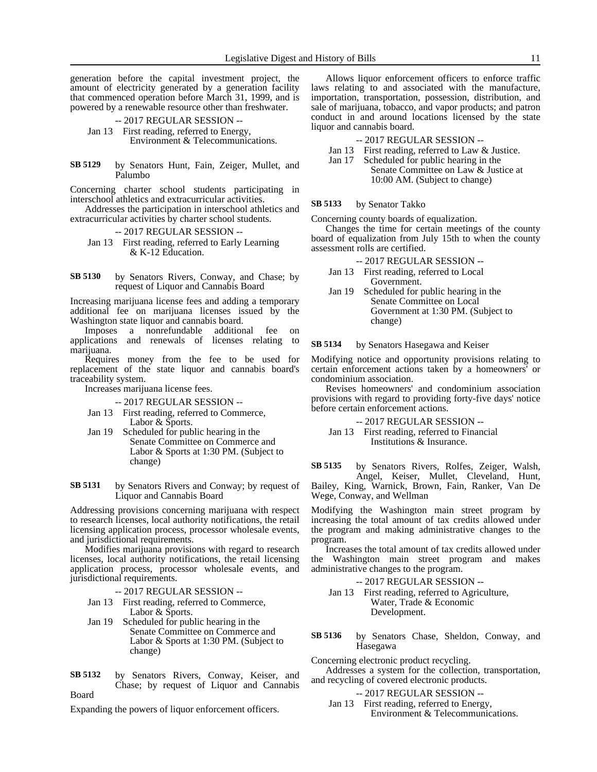generation before the capital investment project, the amount of electricity generated by a generation facility that commenced operation before March 31, 1999, and is powered by a renewable resource other than freshwater.

-- 2017 REGULAR SESSION --

Jan 13 First reading, referred to Energy, Environment & Telecommunications.

**SB 5129** by Senators Hunt, Fain, Zeiger, Mullet, and Palumbo

Concerning charter school students participating in interschool athletics and extracurricular activities.

Addresses the participation in interschool athletics and extracurricular activities by charter school students.

-- 2017 REGULAR SESSION --

Jan 13 First reading, referred to Early Learning & K-12 Education.

**SB 5130** by Senators Rivers, Conway, and Chase; by request of Liquor and Cannabis Board

Increasing marijuana license fees and adding a temporary additional fee on marijuana licenses issued by the Washington state liquor and cannabis board.

Imposes a nonrefundable additional fee on applications and renewals of licenses relating to marijuana.

Requires money from the fee to be used for replacement of the state liquor and cannabis board's traceability system.

Increases marijuana license fees.

-- 2017 REGULAR SESSION --

Jan 13 First reading, referred to Commerce, Labor & Sports.

Jan 19 Scheduled for public hearing in the Senate Committee on Commerce and Labor & Sports at 1:30 PM. (Subject to change)

**SB 5131** by Senators Rivers and Conway; by request of Liquor and Cannabis Board

Addressing provisions concerning marijuana with respect to research licenses, local authority notifications, the retail licensing application process, processor wholesale events, and jurisdictional requirements.

Modifies marijuana provisions with regard to research licenses, local authority notifications, the retail licensing application process, processor wholesale events, and jurisdictional requirements.

-- 2017 REGULAR SESSION --

Jan 13 First reading, referred to Commerce, Labor & Sports.

Jan 19 Scheduled for public hearing in the Senate Committee on Commerce and Labor & Sports at 1:30 PM. (Subject to change)

**SB 5132** by Senators Rivers, Conway, Keiser, and Chase; by request of Liquor and Cannabis Board

Expanding the powers of liquor enforcement officers.

Allows liquor enforcement officers to enforce traffic laws relating to and associated with the manufacture, importation, transportation, possession, distribution, and sale of marijuana, tobacco, and vapor products; and patron conduct in and around locations licensed by the state liquor and cannabis board.

-- 2017 REGULAR SESSION --

Jan 13 First reading, referred to Law & Justice.

Jan 17 Scheduled for public hearing in the Senate Committee on Law & Justice at 10:00 AM. (Subject to change)

**SB 5133** by Senator Takko

Concerning county boards of equalization.

Changes the time for certain meetings of the county board of equalization from July 15th to when the county assessment rolls are certified.

-- 2017 REGULAR SESSION --

Jan 13 First reading, referred to Local Government.

Jan 19 Scheduled for public hearing in the Senate Committee on Local Government at 1:30 PM. (Subject to change)

**SB 5134** by Senators Hasegawa and Keiser

Modifying notice and opportunity provisions relating to certain enforcement actions taken by a homeowners' or condominium association.

Revises homeowners' and condominium association provisions with regard to providing forty-five days' notice before certain enforcement actions.

-- 2017 REGULAR SESSION --

Jan 13 First reading, referred to Financial Institutions & Insurance.

**SB 5135** by Senators Rivers, Rolfes, Zeiger, Walsh, Angel, Keiser, Mullet, Cleveland, Hunt, Bailey, King, Warnick, Brown, Fain, Ranker, Van De Wege, Conway, and Wellman

Modifying the Washington main street program by increasing the total amount of tax credits allowed under the program and making administrative changes to the program.

Increases the total amount of tax credits allowed under the Washington main street program and makes administrative changes to the program.

-- 2017 REGULAR SESSION --

Jan 13 First reading, referred to Agriculture, Water, Trade & Economic Development.

**SB 5136** by Senators Chase, Sheldon, Conway, and Hasegawa

Concerning electronic product recycling.

Addresses a system for the collection, transportation, and recycling of covered electronic products.

-- 2017 REGULAR SESSION --

Jan 13 First reading, referred to Energy, Environment & Telecommunications.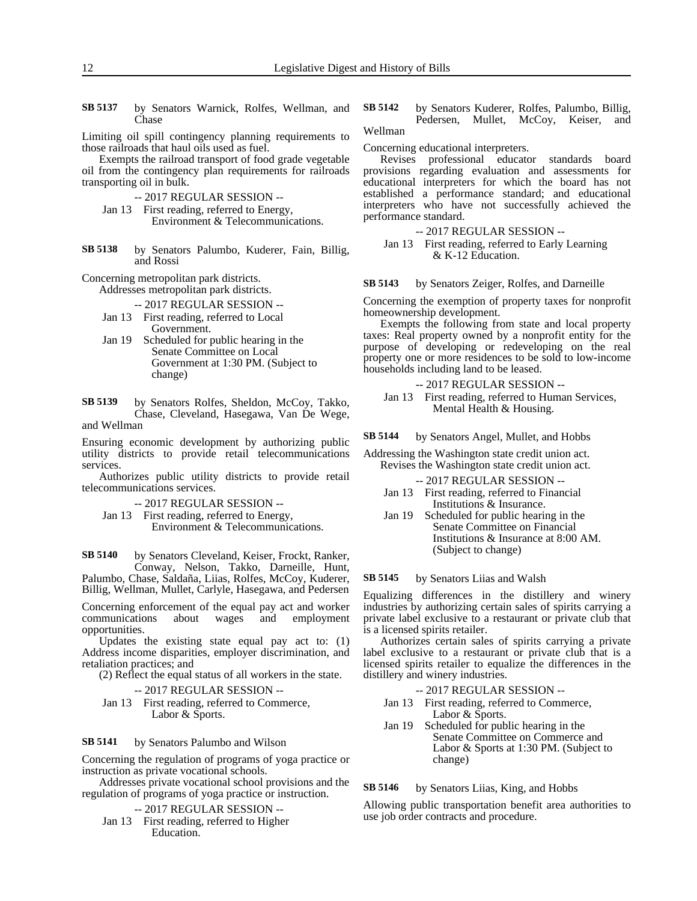**SB 5137** by Senators Warnick, Rolfes, Wellman, and Chase

Limiting oil spill contingency planning requirements to those railroads that haul oils used as fuel.

Exempts the railroad transport of food grade vegetable oil from the contingency plan requirements for railroads transporting oil in bulk.

-- 2017 REGULAR SESSION --

Jan 13 First reading, referred to Energy, Environment & Telecommunications.

**SB 5138** by Senators Palumbo, Kuderer, Fain, Billig, and Rossi

Concerning metropolitan park districts.

Addresses metropolitan park districts.

-- 2017 REGULAR SESSION --

Jan 13 First reading, referred to Local Government.

Jan 19 Scheduled for public hearing in the Senate Committee on Local Government at 1:30 PM. (Subject to change)

**SB 5139** by Senators Rolfes, Sheldon, McCoy, Takko, Chase, Cleveland, Hasegawa, Van De Wege, and Wellman

Ensuring economic development by authorizing public utility districts to provide retail telecommunications services.

Authorizes public utility districts to provide retail telecommunications services.

-- 2017 REGULAR SESSION --

Jan 13 First reading, referred to Energy, Environment & Telecommunications.

**SB 5140** by Senators Cleveland, Keiser, Frockt, Ranker, Conway, Nelson, Takko, Darneille, Hunt, Palumbo, Chase, Saldaña, Liias, Rolfes, McCoy, Kuderer, Billig, Wellman, Mullet, Carlyle, Hasegawa, and Pedersen

Concerning enforcement of the equal pay act and worker communications about wages and employment opportunities.

Updates the existing state equal pay act to: (1) Address income disparities, employer discrimination, and retaliation practices; and

(2) Reflect the equal status of all workers in the state.

-- 2017 REGULAR SESSION --

Jan 13 First reading, referred to Commerce, Labor & Sports.

**SB 5141** by Senators Palumbo and Wilson

Concerning the regulation of programs of yoga practice or instruction as private vocational schools.

Addresses private vocational school provisions and the regulation of programs of yoga practice or instruction.

-- 2017 REGULAR SESSION --

Jan 13 First reading, referred to Higher Education.

**SB 5142** by Senators Kuderer, Rolfes, Palumbo, Billig, Pedersen, Mullet, McCoy, Keiser, and Wellman

Concerning educational interpreters.

Revises professional educator standards board provisions regarding evaluation and assessments for educational interpreters for which the board has not established a performance standard; and educational interpreters who have not successfully achieved the performance standard.

-- 2017 REGULAR SESSION --

Jan 13 First reading, referred to Early Learning & K-12 Education.

**SB 5143** by Senators Zeiger, Rolfes, and Darneille

Concerning the exemption of property taxes for nonprofit homeownership development.

Exempts the following from state and local property taxes: Real property owned by a nonprofit entity for the purpose of developing or redeveloping on the real property one or more residences to be sold to low-income households including land to be leased.

-- 2017 REGULAR SESSION --

Jan 13 First reading, referred to Human Services, Mental Health & Housing.

**SB 5144** by Senators Angel, Mullet, and Hobbs

Addressing the Washington state credit union act.

Revises the Washington state credit union act.

-- 2017 REGULAR SESSION --

Jan 13 First reading, referred to Financial Institutions & Insurance.

Jan 19 Scheduled for public hearing in the Senate Committee on Financial Institutions & Insurance at 8:00 AM. (Subject to change)

**SB 5145** by Senators Liias and Walsh

Equalizing differences in the distillery and winery industries by authorizing certain sales of spirits carrying a private label exclusive to a restaurant or private club that is a licensed spirits retailer.

Authorizes certain sales of spirits carrying a private label exclusive to a restaurant or private club that is a licensed spirits retailer to equalize the differences in the distillery and winery industries.

-- 2017 REGULAR SESSION --

Jan 13 First reading, referred to Commerce, Labor & Sports.

Jan 19 Scheduled for public hearing in the Senate Committee on Commerce and Labor & Sports at 1:30 PM. (Subject to change)

**SB 5146** by Senators Liias, King, and Hobbs

Allowing public transportation benefit area authorities to use job order contracts and procedure.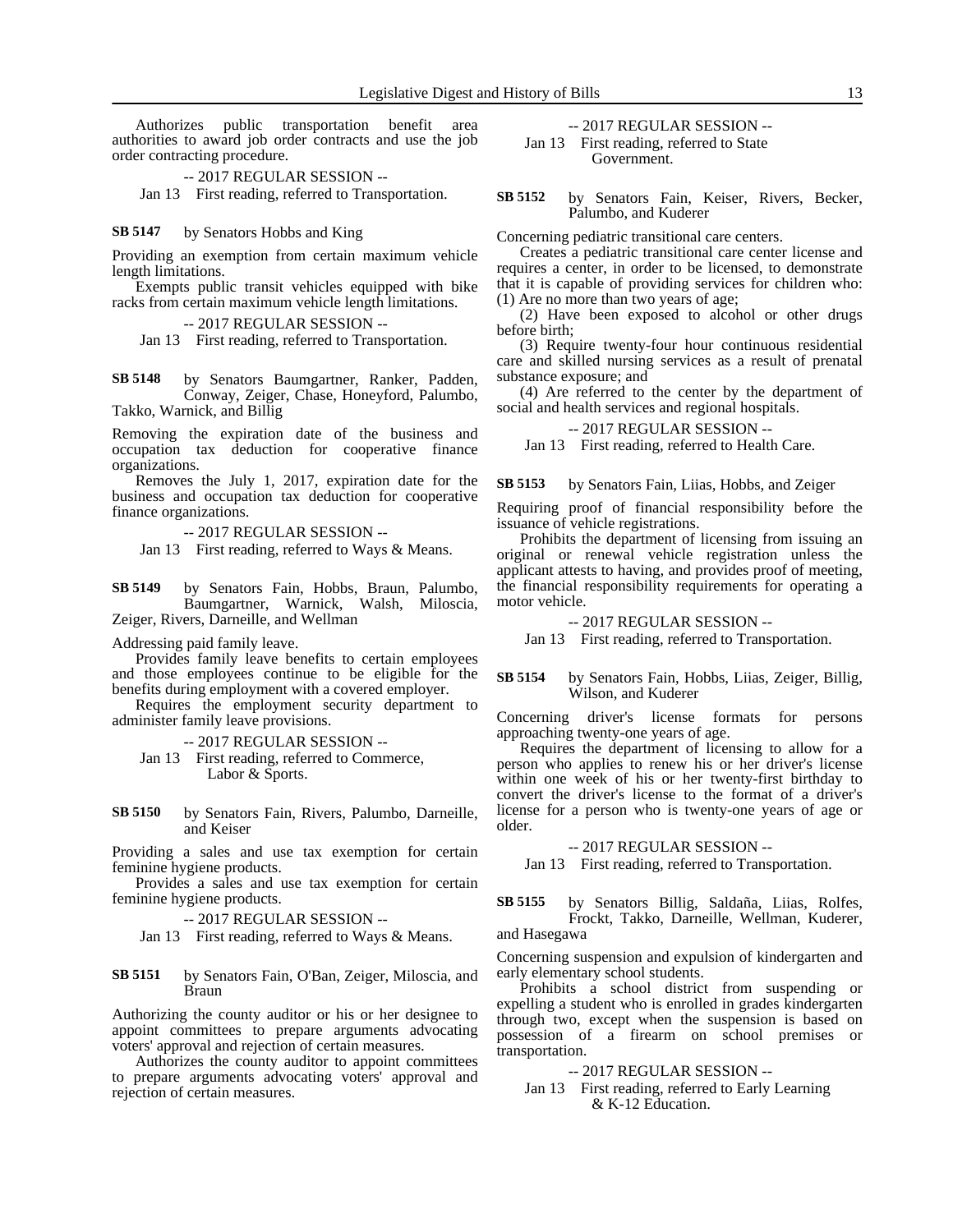Authorizes public transportation benefit area authorities to award job order contracts and use the job order contracting procedure.

-- 2017 REGULAR SESSION --

Jan 13 First reading, referred to Transportation.

**SB 5147** by Senators Hobbs and King

Providing an exemption from certain maximum vehicle length limitations.

Exempts public transit vehicles equipped with bike racks from certain maximum vehicle length limitations.

-- 2017 REGULAR SESSION --

Jan 13 First reading, referred to Transportation.

**SB 5148** by Senators Baumgartner, Ranker, Padden, Conway, Zeiger, Chase, Honeyford, Palumbo, Takko, Warnick, and Billig

Removing the expiration date of the business and occupation tax deduction for cooperative finance organizations.

Removes the July 1, 2017, expiration date for the business and occupation tax deduction for cooperative finance organizations.

-- 2017 REGULAR SESSION --

Jan 13 First reading, referred to Ways & Means.

**SB 5149** by Senators Fain, Hobbs, Braun, Palumbo, Baumgartner, Warnick, Walsh, Miloscia, Zeiger, Rivers, Darneille, and Wellman

Addressing paid family leave.

Provides family leave benefits to certain employees and those employees continue to be eligible for the benefits during employment with a covered employer.

Requires the employment security department to administer family leave provisions.

-- 2017 REGULAR SESSION --

Jan 13 First reading, referred to Commerce, Labor & Sports.

**SB 5150** by Senators Fain, Rivers, Palumbo, Darneille, and Keiser

Providing a sales and use tax exemption for certain feminine hygiene products.

Provides a sales and use tax exemption for certain feminine hygiene products.

-- 2017 REGULAR SESSION --

Jan 13 First reading, referred to Ways & Means.

**SB 5151** by Senators Fain, O'Ban, Zeiger, Miloscia, and Braun

Authorizing the county auditor or his or her designee to appoint committees to prepare arguments advocating voters' approval and rejection of certain measures.

Authorizes the county auditor to appoint committees to prepare arguments advocating voters' approval and rejection of certain measures.

-- 2017 REGULAR SESSION --

Jan 13 First reading, referred to State Government.

**SB 5152** by Senators Fain, Keiser, Rivers, Becker, Palumbo, and Kuderer

Concerning pediatric transitional care centers.

Creates a pediatric transitional care center license and requires a center, in order to be licensed, to demonstrate that it is capable of providing services for children who:

(1) Are no more than two years of age;

(2) Have been exposed to alcohol or other drugs before birth;

(3) Require twenty-four hour continuous residential care and skilled nursing services as a result of prenatal substance exposure; and

(4) Are referred to the center by the department of social and health services and regional hospitals.

-- 2017 REGULAR SESSION --

Jan 13 First reading, referred to Health Care.

**SB 5153** by Senators Fain, Liias, Hobbs, and Zeiger

Requiring proof of financial responsibility before the issuance of vehicle registrations.

Prohibits the department of licensing from issuing an original or renewal vehicle registration unless the applicant attests to having, and provides proof of meeting, the financial responsibility requirements for operating a motor vehicle.

-- 2017 REGULAR SESSION --

Jan 13 First reading, referred to Transportation.

**SB 5154** by Senators Fain, Hobbs, Liias, Zeiger, Billig, Wilson, and Kuderer

Concerning driver's license formats for persons approaching twenty-one years of age.

Requires the department of licensing to allow for a person who applies to renew his or her driver's license within one week of his or her twenty-first birthday to convert the driver's license to the format of a driver's license for a person who is twenty-one years of age or older.

-- 2017 REGULAR SESSION --

Jan 13 First reading, referred to Transportation.

**SB 5155** by Senators Billig, Saldaña, Liias, Rolfes, Frockt, Takko, Darneille, Wellman, Kuderer, and Hasegawa

Concerning suspension and expulsion of kindergarten and early elementary school students.

Prohibits a school district from suspending or expelling a student who is enrolled in grades kindergarten through two, except when the suspension is based on possession of a firearm on school premises or transportation.

-- 2017 REGULAR SESSION --

Jan 13 First reading, referred to Early Learning & K-12 Education.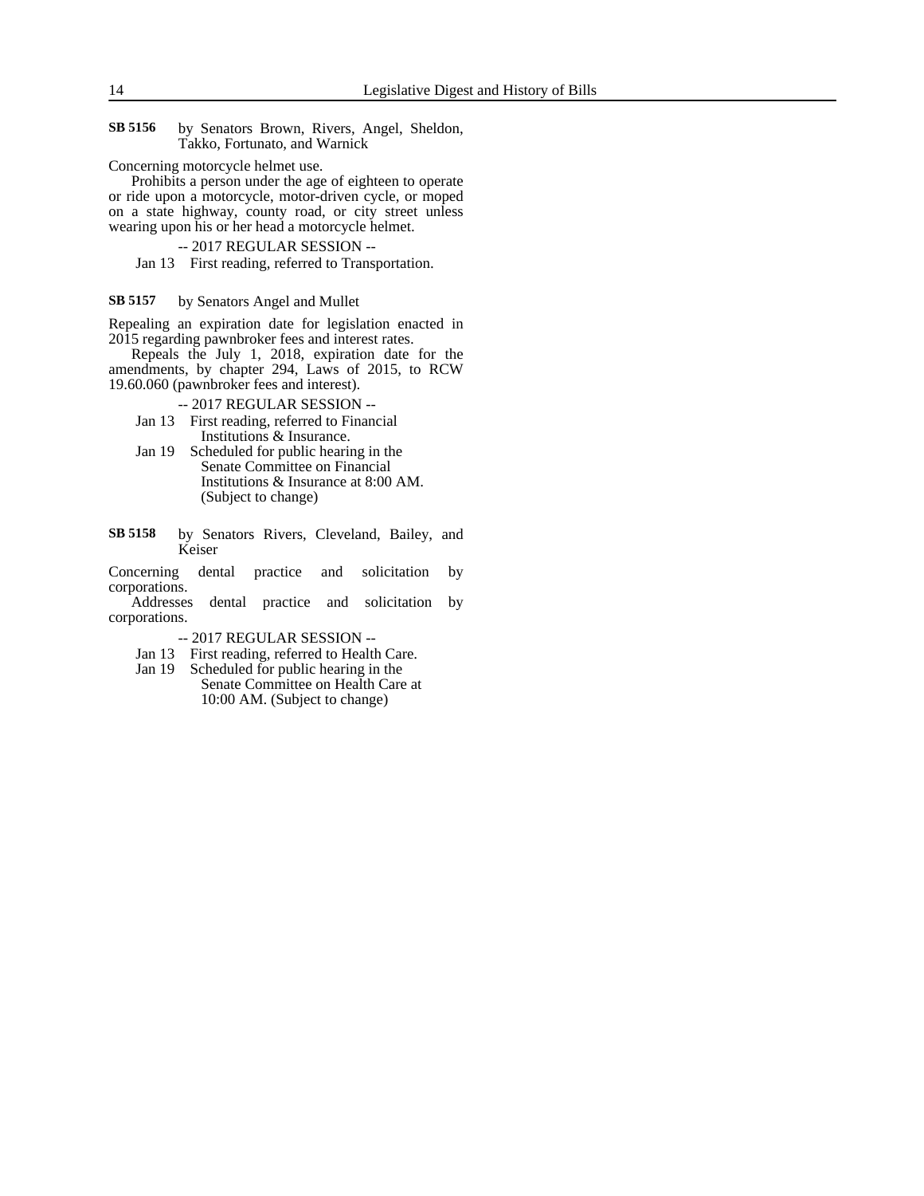**SB 5156** by Senators Brown, Rivers, Angel, Sheldon, Takko, Fortunato, and Warnick

Concerning motorcycle helmet use.

Prohibits a person under the age of eighteen to operate or ride upon a motorcycle, motor-driven cycle, or moped on a state highway, county road, or city street unless wearing upon his or her head a motorcycle helmet.

-- 2017 REGULAR SESSION --

Jan 13 First reading, referred to Transportation.

**SB 5157** by Senators Angel and Mullet

Repealing an expiration date for legislation enacted in 2015 regarding pawnbroker fees and interest rates.

Repeals the July 1, 2018, expiration date for the amendments, by chapter 294, Laws of 2015, to RCW 19.60.060 (pawnbroker fees and interest).

-- 2017 REGULAR SESSION --

Jan 13 First reading, referred to Financial Institutions & Insurance.

Jan 19 Scheduled for public hearing in the Senate Committee on Financial Institutions & Insurance at 8:00 AM. (Subject to change)

**SB 5158** by Senators Rivers, Cleveland, Bailey, and Keiser

Concerning dental practice and solicitation by corporations.

Addresses dental practice and solicitation by corporations.

-- 2017 REGULAR SESSION --

Jan 13 First reading, referred to Health Care.

Jan 19 Scheduled for public hearing in the Senate Committee on Health Care at 10:00 AM. (Subject to change)